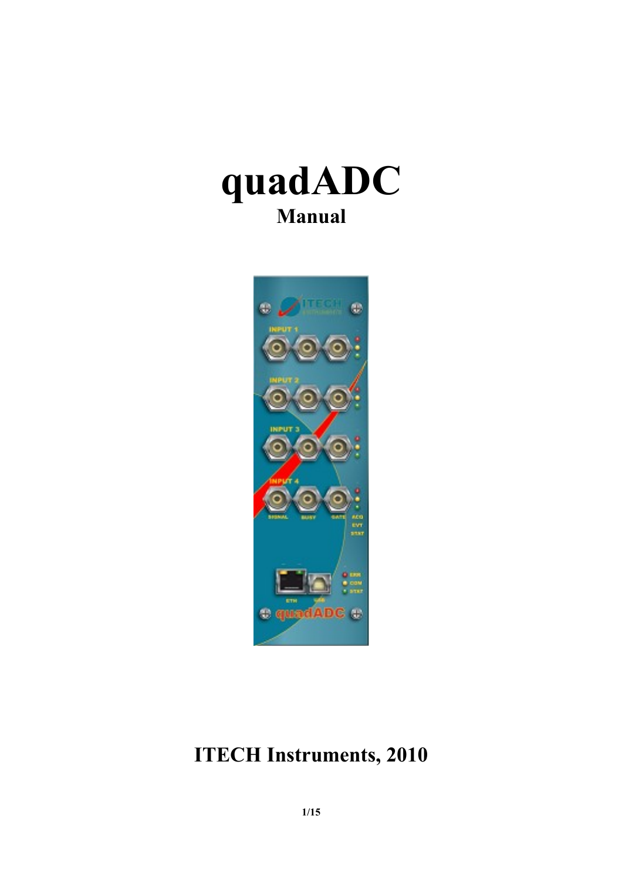# quadADC

**Manual**

# ITECH Instruments, 2010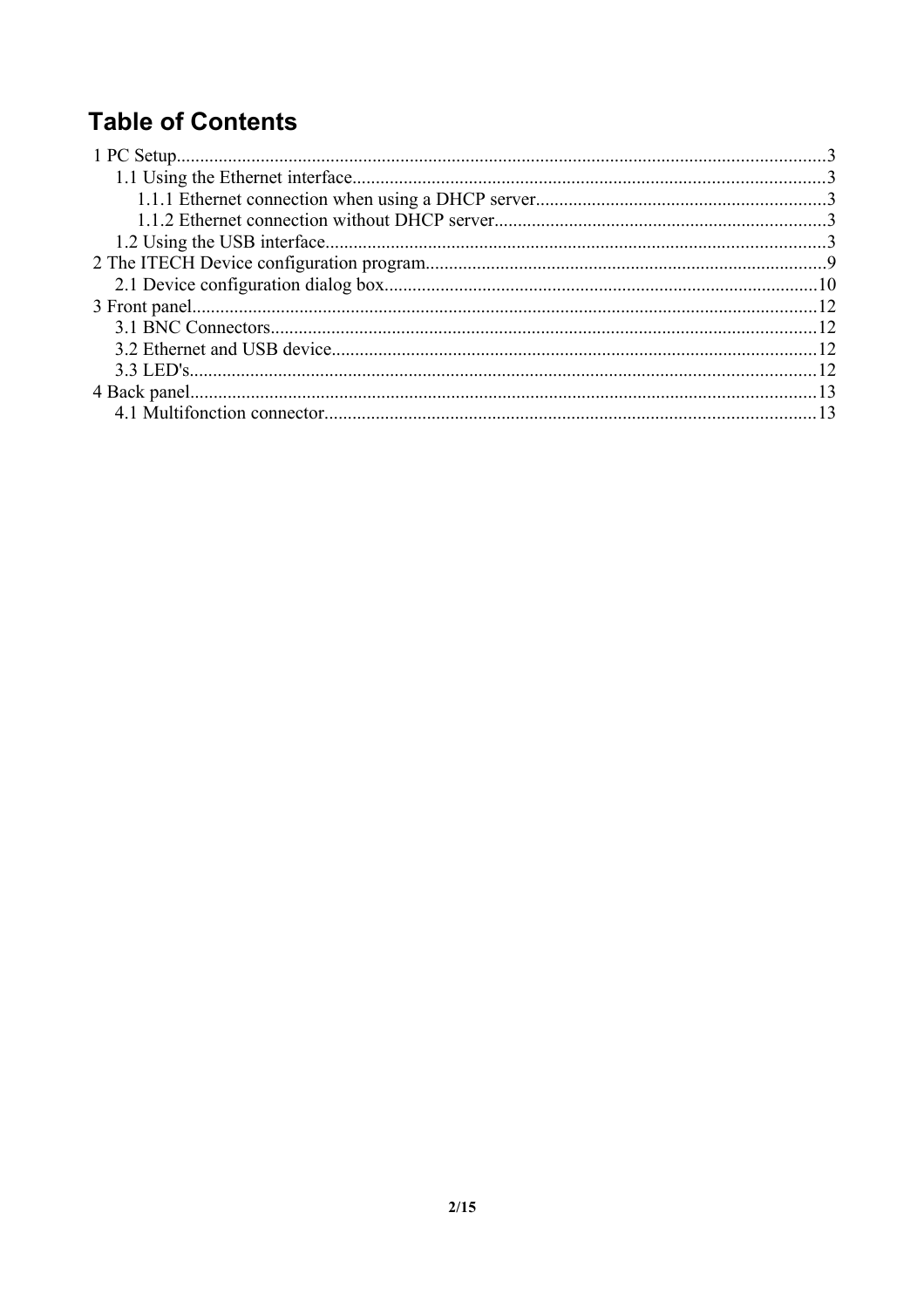# Table of Contents

1 PC Setup.....3
  1.1 Using the Ethernet interface.....3
    1.1.1 Ethernet connection when using a DHCP server.....3
    1.1.2 Ethernet connection without DHCP server.....3
  1.2 Using the USB interface.....3
2 The ITECH Device configuration program.....9
  2.1 Device configuration dialog box.....10
3 Front panel.....12
  3.1 BNC Connectors.....12
  3.2 Ethernet and USB device.....12
  3.3 LED's.....12
4 Back panel.....13
  4.1 Multifonction connector.....13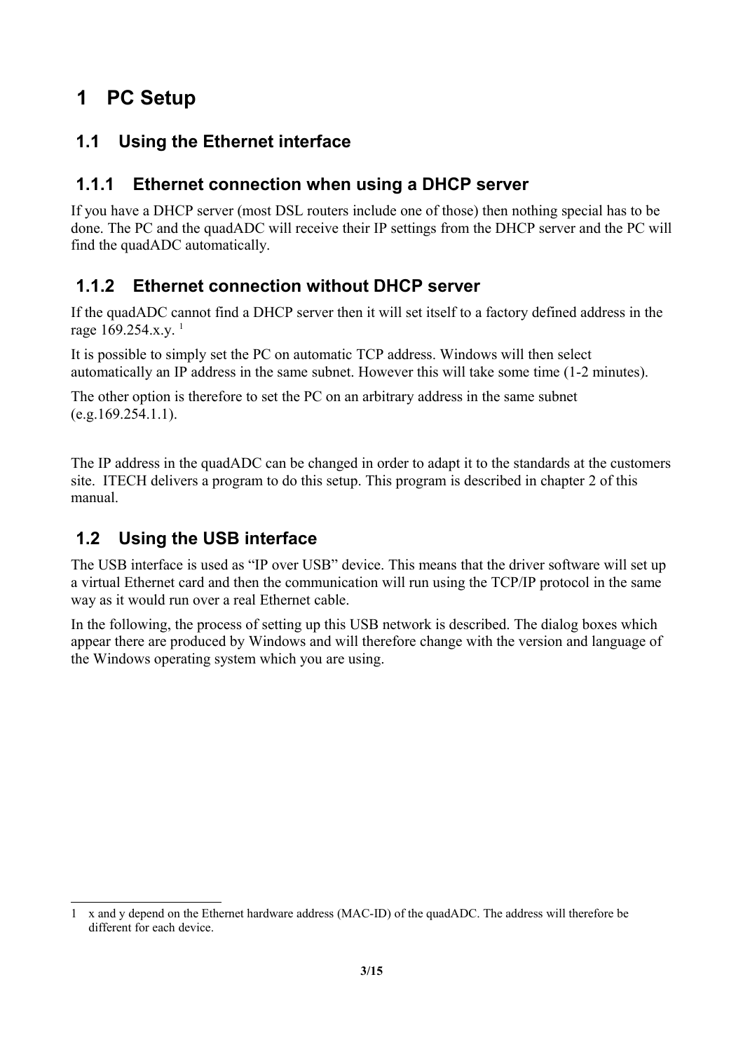# 1 PC Setup

## 1.1 Using the Ethernet interface

### 1.1.1 Ethernet connection when using a DHCP server

If you have a DHCP server (most DSL routers include one of those) then nothing special has to be done. The PC and the quadADC will receive their IP settings from the DHCP server and the PC will find the quadADC automatically.

### 1.1.2 Ethernet connection without DHCP server

If the quadADC cannot find a DHCP server then it will set itself to a factory defined address in the rage 169.254.x.y. [1]

It is possible to simply set the PC on automatic TCP address. Windows will then select automatically an IP address in the same subnet. However this will take some time (1-2 minutes).

The other option is therefore to set the PC on an arbitrary address in the same subnet (e.g.169.254.1.1).

The IP address in the quadADC can be changed in order to adapt it to the standards at the customers site. ITECH delivers a program to do this setup. This program is described in chapter 2 of this manual.

## 1.2 Using the USB interface

The USB interface is used as "IP over USB" device. This means that the driver software will set up a virtual Ethernet card and then the communication will run using the TCP/IP protocol in the same way as it would run over a real Ethernet cable.

In the following, the process of setting up this USB network is described. The dialog boxes which appear there are produced by Windows and will therefore change with the version and language of the Windows operating system which you are using.

---

1 x and y depend on the Ethernet hardware address (MAC-ID) of the quadADC. The address will therefore be different for each device.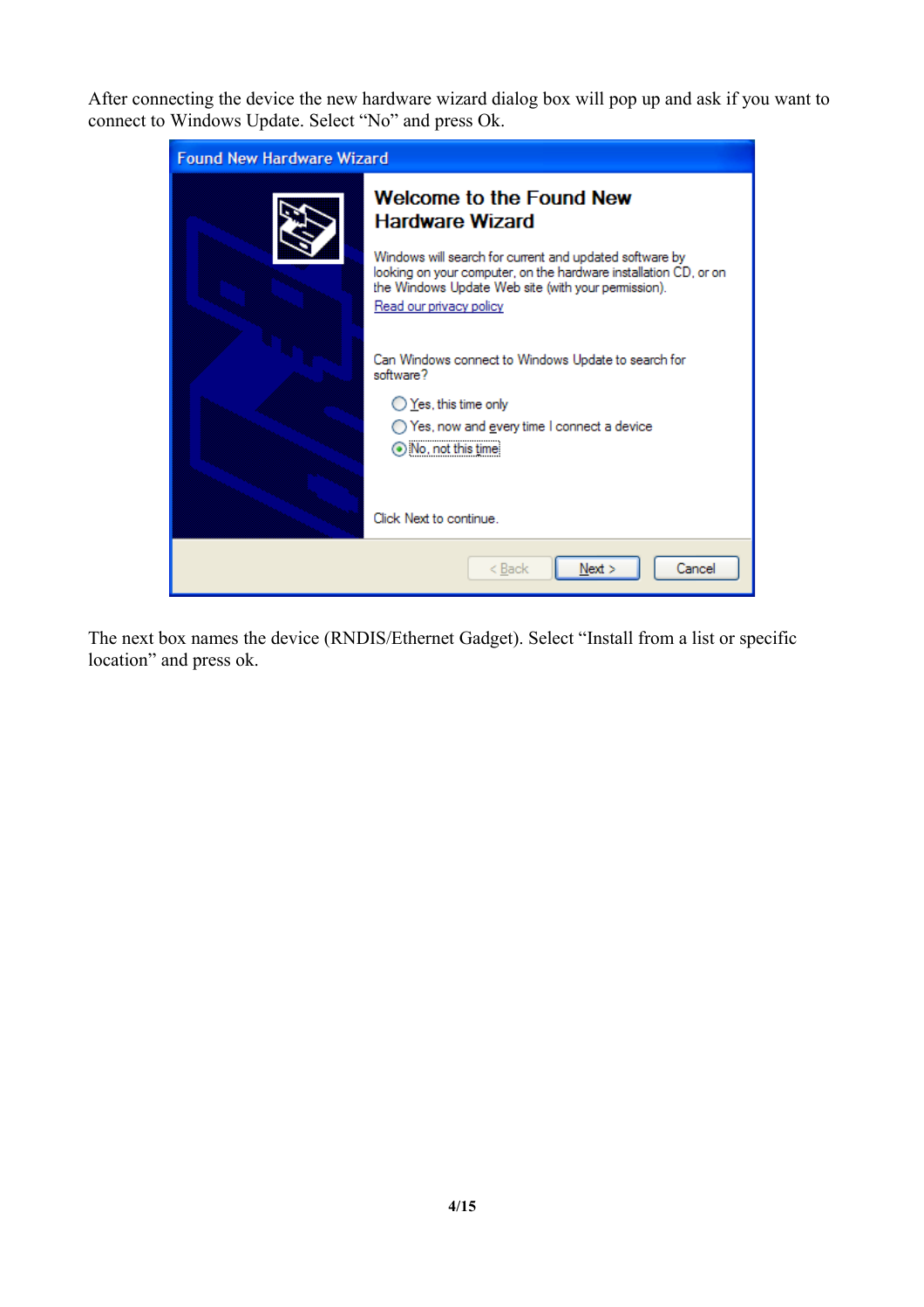After connecting the device the new hardware wizard dialog box will pop up and ask if you want to connect to Windows Update. Select "No" and press Ok.

The next box names the device (RNDIS/Ethernet Gadget). Select "Install from a list or specific location" and press ok.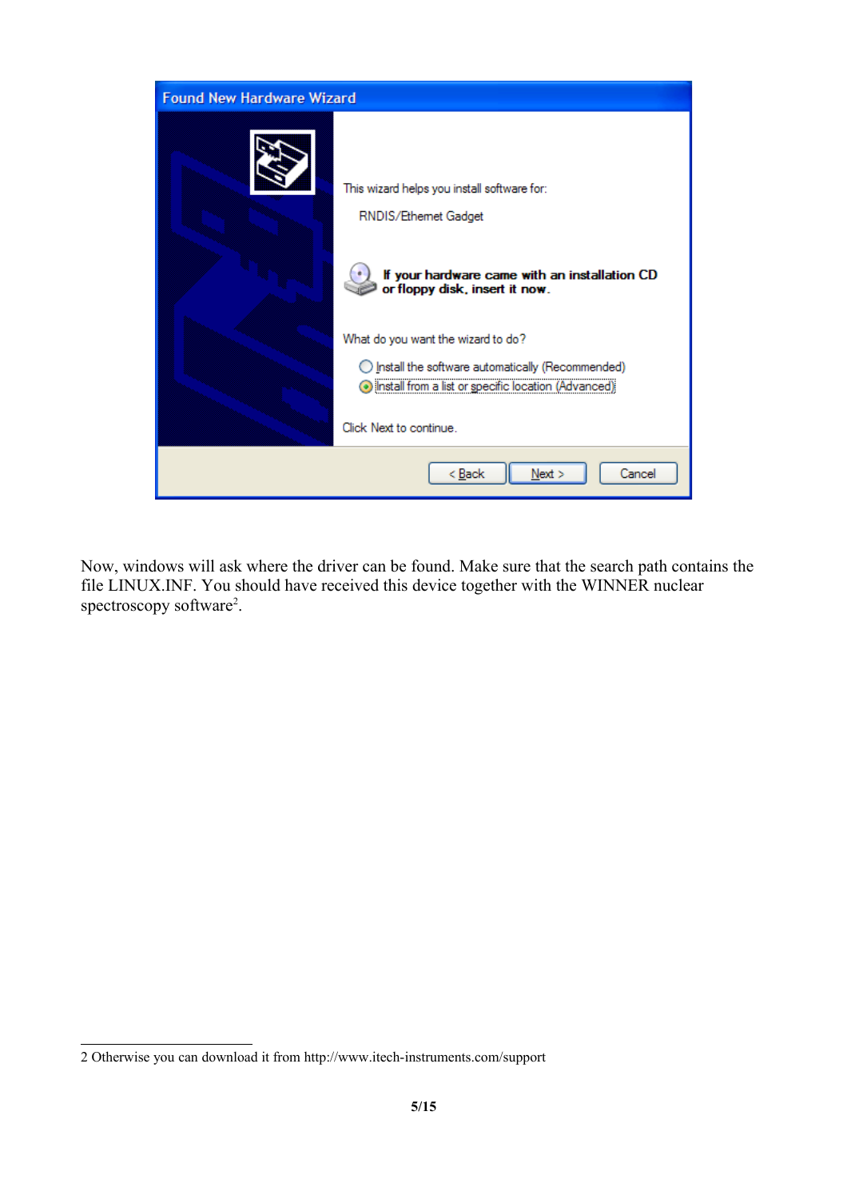Now, windows will ask where the driver can be found. Make sure that the search path contains the file LINUX.INF. You should have received this device together with the WINNER nuclear spectroscopy software[2].

---

2 Otherwise you can download it from http://www.itech-instruments.com/support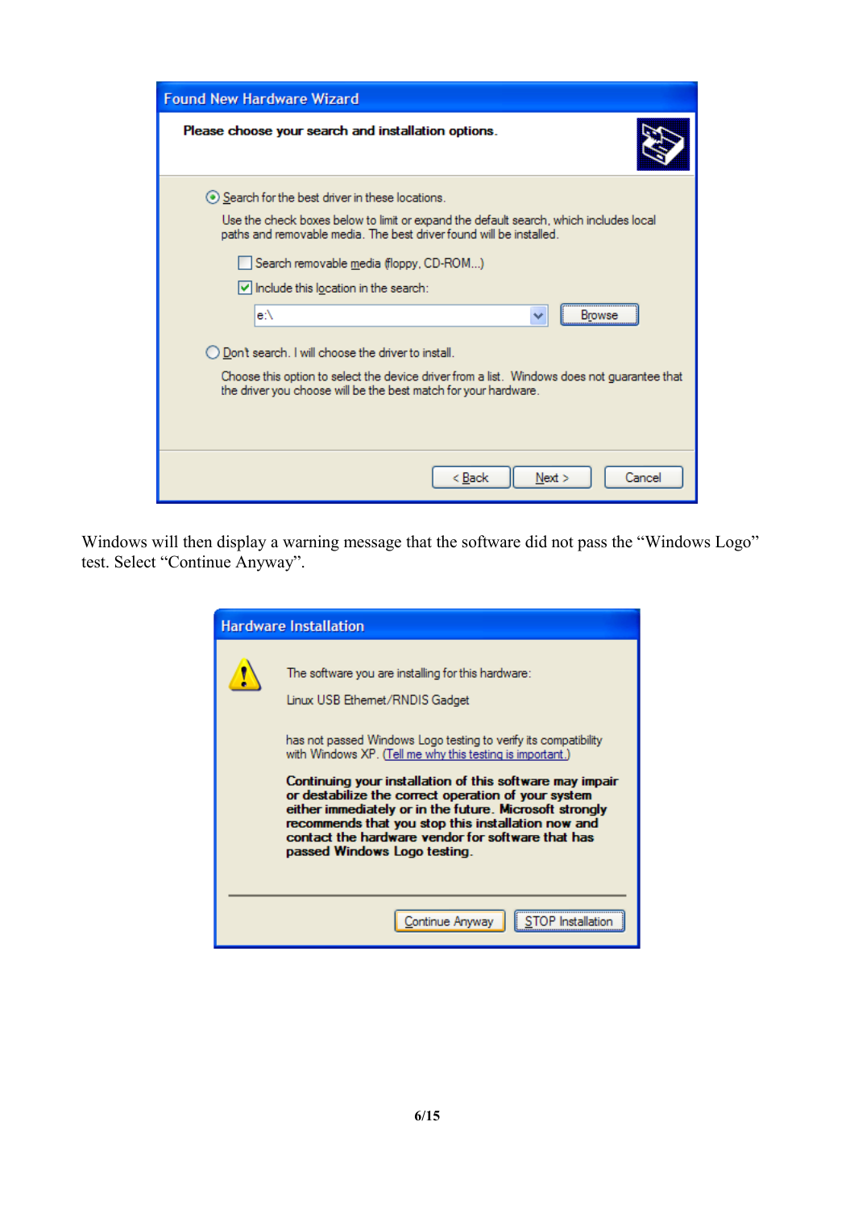Found New Hardware Wizard

**Please choose your search and installation options.**

- (●) Search for the best driver in these locations.

  Use the check boxes below to limit or expand the default search, which includes local paths and removable media. The best driver found will be installed.

  - [ ] Search removable media (floppy, CD-ROM...)
  - [x] Include this location in the search:

    e:\ [Browse]

- ( ) Don't search. I will choose the driver to install.

  Choose this option to select the device driver from a list. Windows does not guarantee that the driver you choose will be the best match for your hardware.

[< Back] [Next >] [Cancel]

Windows will then display a warning message that the software did not pass the "Windows Logo" test. Select "Continue Anyway".

Hardware Installation

The software you are installing for this hardware:

Linux USB Ethernet/RNDIS Gadget

has not passed Windows Logo testing to verify its compatibility with Windows XP. (Tell me why this testing is important.)

**Continuing your installation of this software may impair or destabilize the correct operation of your system either immediately or in the future. Microsoft strongly recommends that you stop this installation now and contact the hardware vendor for software that has passed Windows Logo testing.**

[Continue Anyway] [STOP Installation]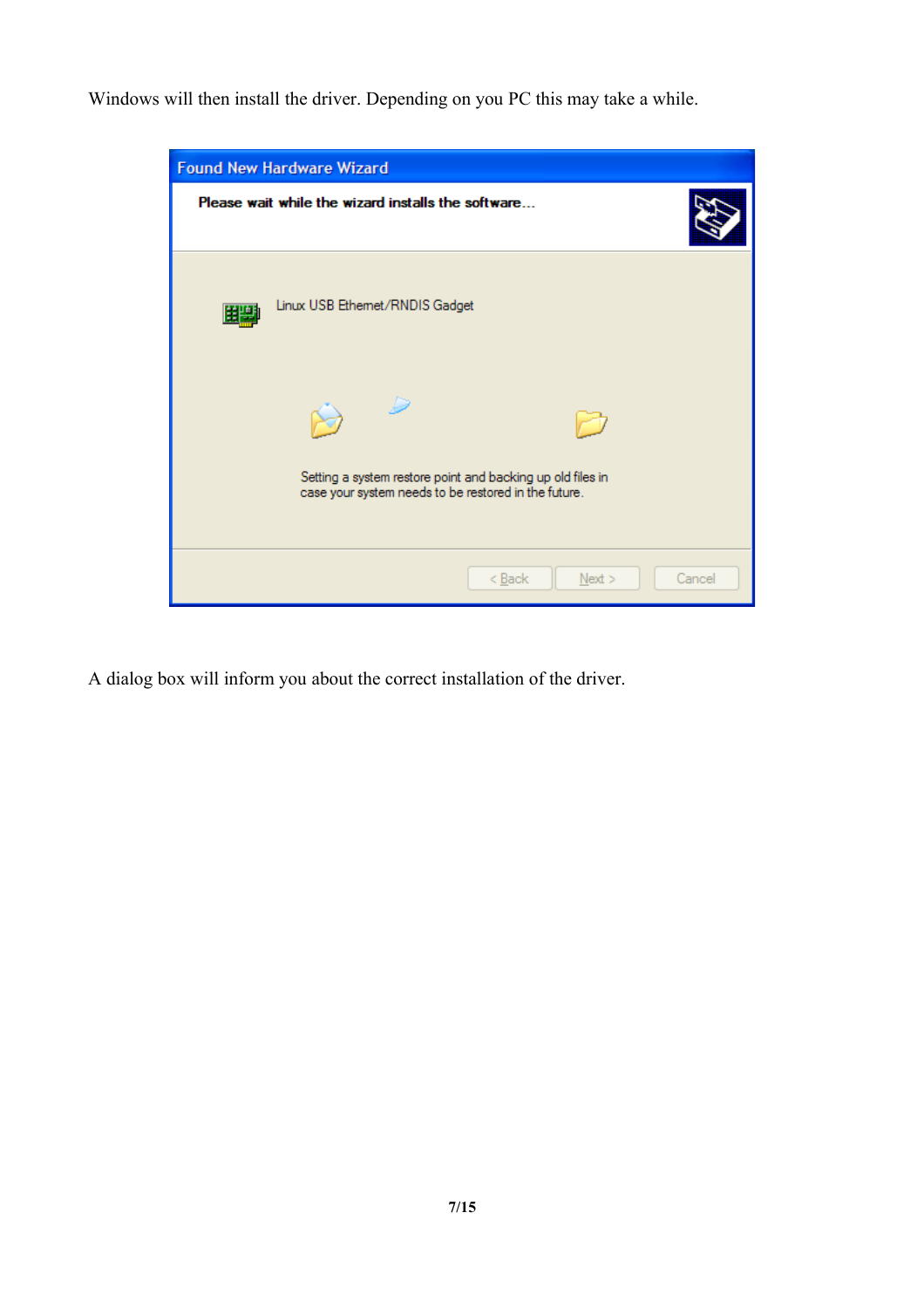Windows will then install the driver. Depending on you PC this may take a while.

A dialog box will inform you about the correct installation of the driver.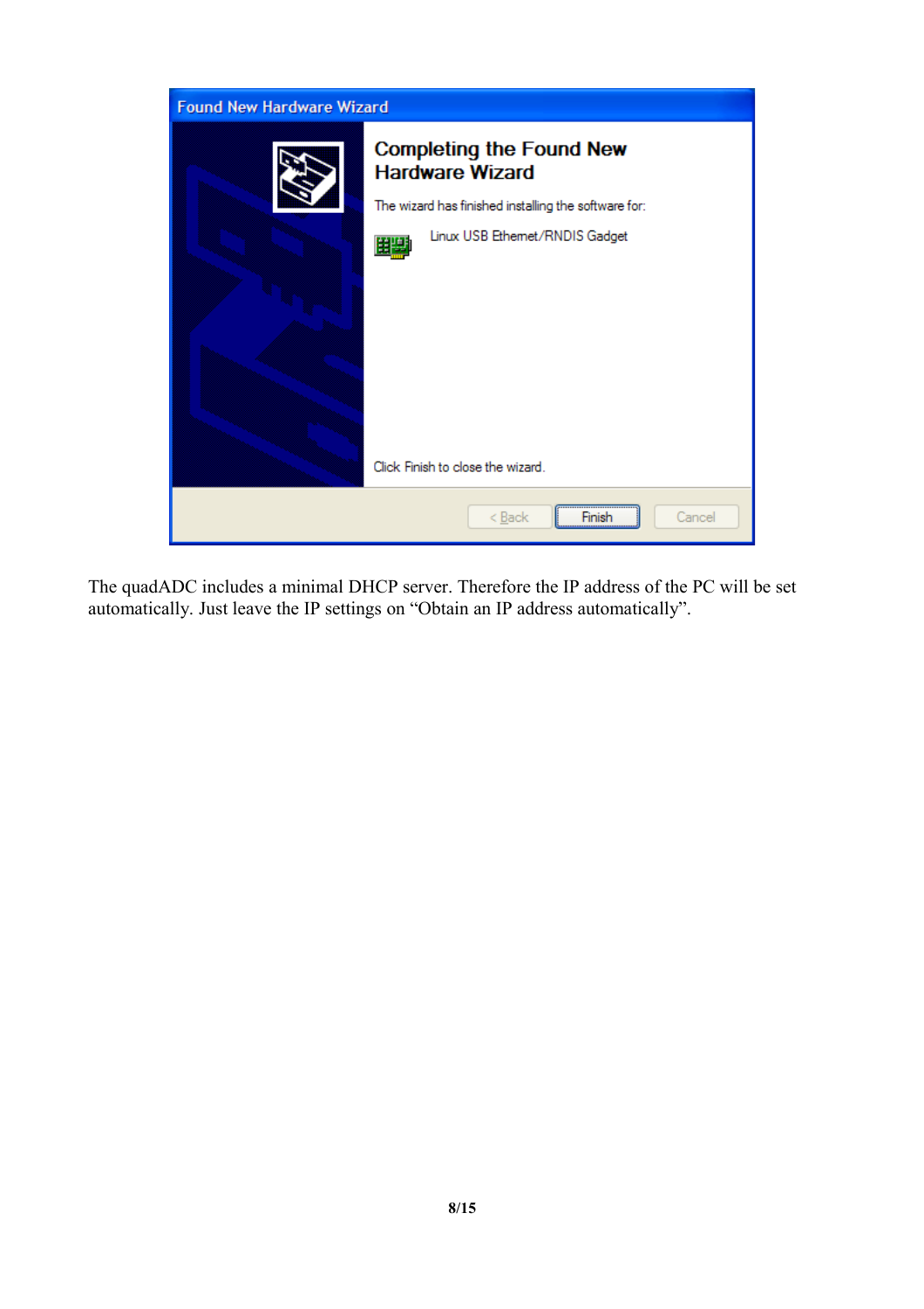The quadADC includes a minimal DHCP server. Therefore the IP address of the PC will be set automatically. Just leave the IP settings on “Obtain an IP address automatically”.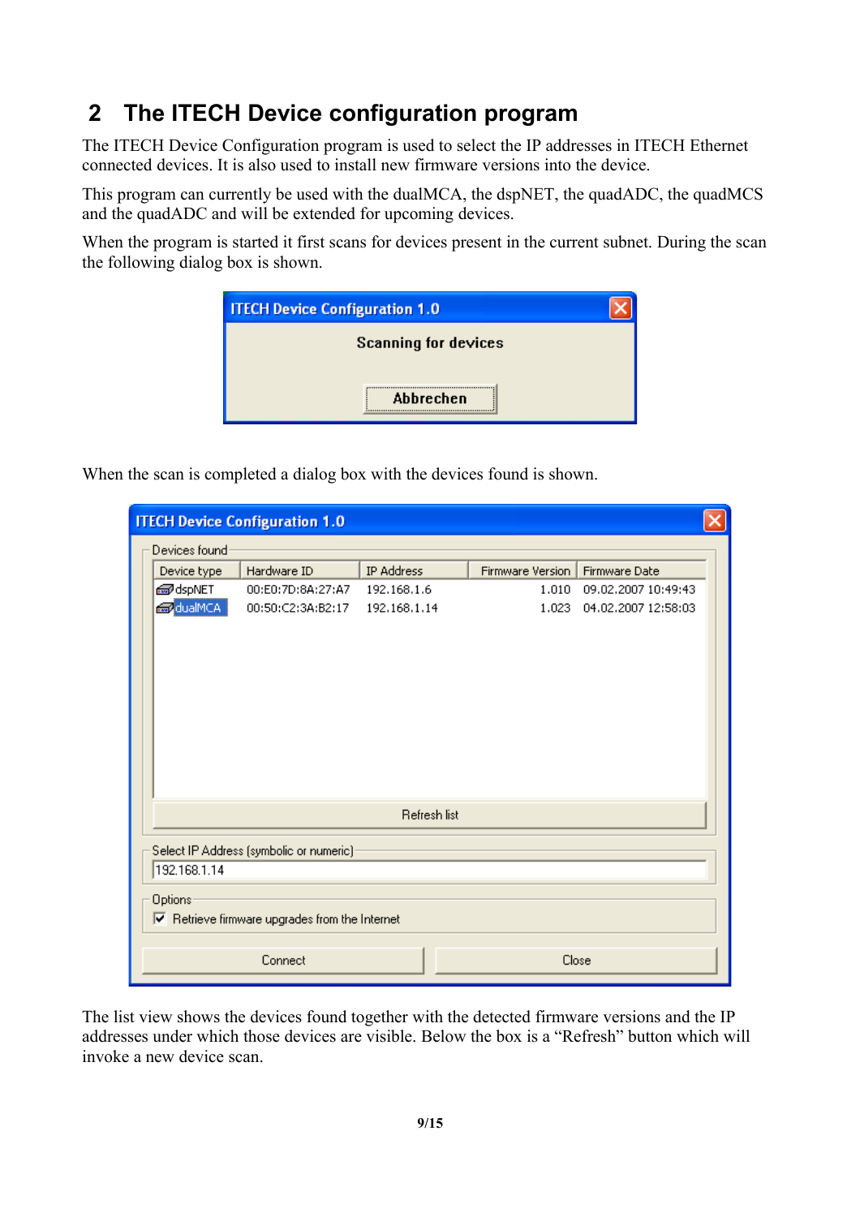## 2 The ITECH Device configuration program

The ITECH Device Configuration program is used to select the IP addresses in ITECH Ethernet connected devices. It is also used to install new firmware versions into the device.

This program can currently be used with the dualMCA, the dspNET, the quadADC, the quadMCS and the quadADC and will be extended for upcoming devices.

When the program is started it first scans for devices present in the current subnet. During the scan the following dialog box is shown.

ITECH Device Configuration 1.0

Scanning for devices

Abbrechen

When the scan is completed a dialog box with the devices found is shown.

ITECH Device Configuration 1.0

Devices found

| Device type | Hardware ID | IP Address | Firmware Version | Firmware Date |
|---|---|---|---|---|
| dspNET | 00:E0:7D:8A:27:A7 | 192.168.1.6 | 1.010 | 09.02.2007 10:49:43 |
| dualMCA | 00:50:C2:3A:B2:17 | 192.168.1.14 | 1.023 | 04.02.2007 12:58:03 |

Refresh list

Select IP Address (symbolic or numeric)

192.168.1.14

Options

☑ Retrieve firmware upgrades from the Internet

Connect | Close

The list view shows the devices found together with the detected firmware versions and the IP addresses under which those devices are visible. Below the box is a "Refresh" button which will invoke a new device scan.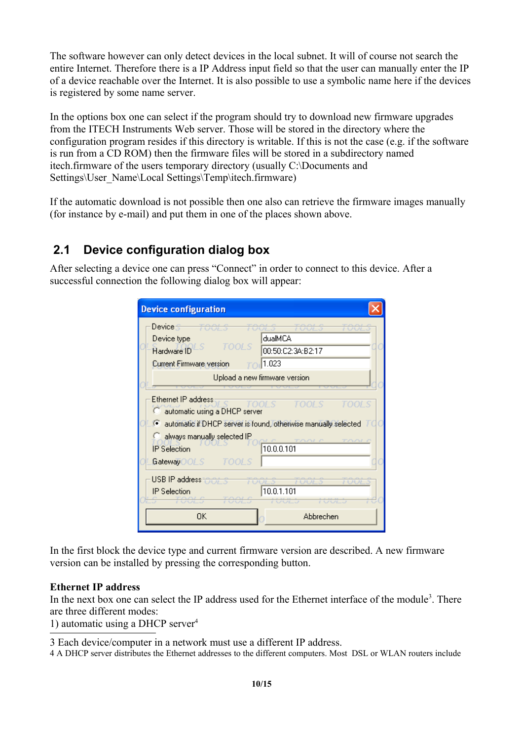The software however can only detect devices in the local subnet. It will of course not search the entire Internet. Therefore there is a IP Address input field so that the user can manually enter the IP of a device reachable over the Internet. It is also possible to use a symbolic name here if the devices is registered by some name server.

In the options box one can select if the program should try to download new firmware upgrades from the ITECH Instruments Web server. Those will be stored in the directory where the configuration program resides if this directory is writable. If this is not the case (e.g. if the software is run from a CD ROM) then the firmware files will be stored in a subdirectory named itech.firmware of the users temporary directory (usually C:\Documents and Settings\User_Name\Local Settings\Temp\itech.firmware)

If the automatic download is not possible then one also can retrieve the firmware images manually (for instance by e-mail) and put them in one of the places shown above.

## 2.1 Device configuration dialog box

After selecting a device one can press "Connect" in order to connect to this device. After a successful connection the following dialog box will appear:

In the first block the device type and current firmware version are described. A new firmware version can be installed by pressing the corresponding button.

**Ethernet IP address**

In the next box one can select the IP address used for the Ethernet interface of the module[3]. There are three different modes:

1) automatic using a DHCP server[4]

3 Each device/computer in a network must use a different IP address.

4 A DHCP server distributes the Ethernet addresses to the different computers. Most DSL or WLAN routers include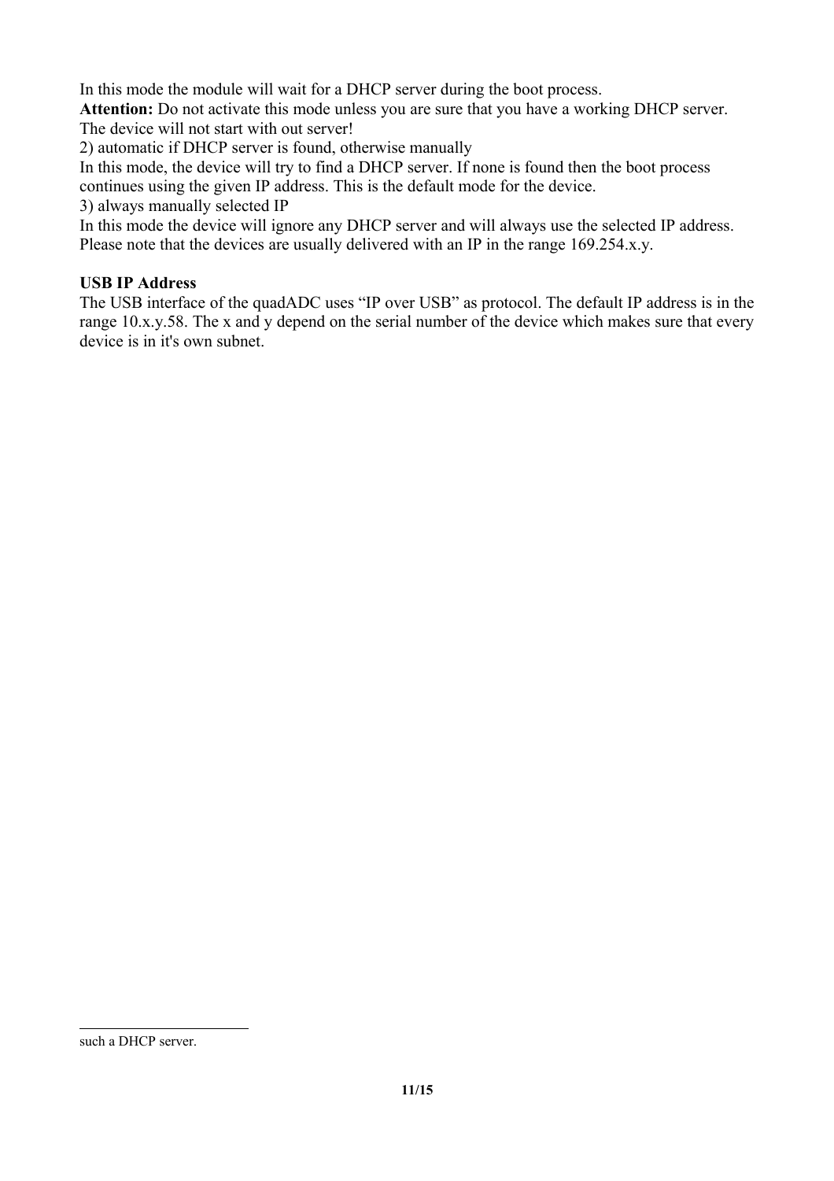In this mode the module will wait for a DHCP server during the boot process.
**Attention:** Do not activate this mode unless you are sure that you have a working DHCP server. The device will not start with out server!

2) automatic if DHCP server is found, otherwise manually

In this mode, the device will try to find a DHCP server. If none is found then the boot process continues using the given IP address. This is the default mode for the device.

3) always manually selected IP

In this mode the device will ignore any DHCP server and will always use the selected IP address. Please note that the devices are usually delivered with an IP in the range 169.254.x.y.

**USB IP Address**

The USB interface of the quadADC uses "IP over USB" as protocol. The default IP address is in the range 10.x.y.58. The x and y depend on the serial number of the device which makes sure that every device is in it's own subnet.

---

such a DHCP server.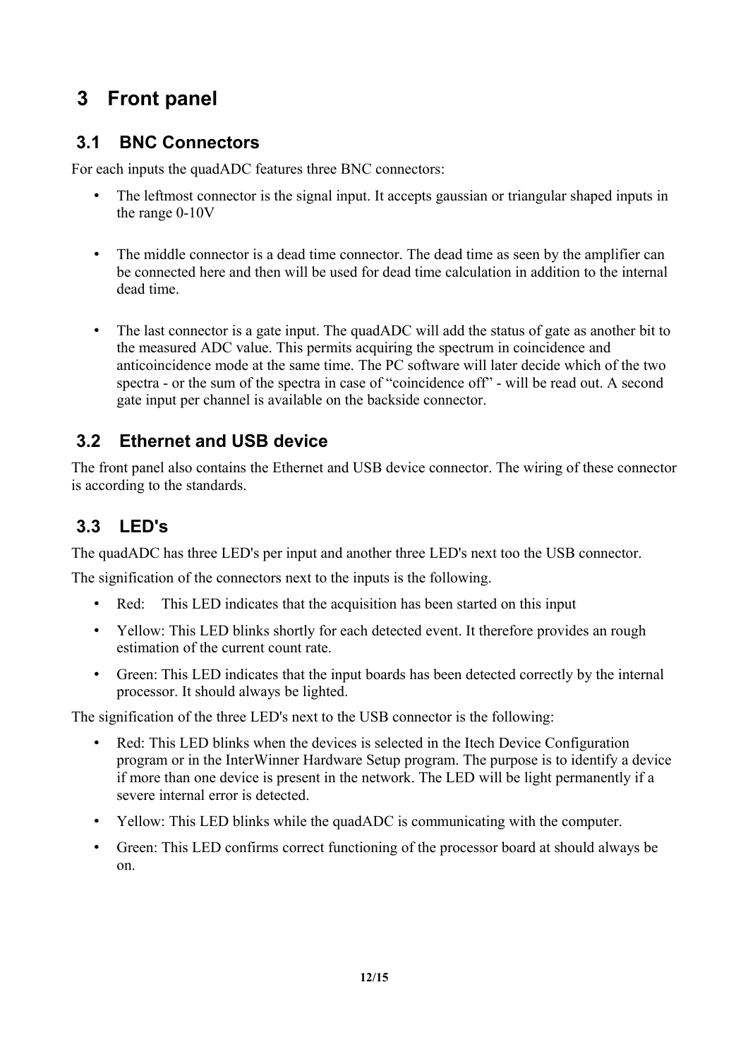# 3 Front panel

## 3.1 BNC Connectors

For each inputs the quadADC features three BNC connectors:

- The leftmost connector is the signal input. It accepts gaussian or triangular shaped inputs in the range 0-10V

- The middle connector is a dead time connector. The dead time as seen by the amplifier can be connected here and then will be used for dead time calculation in addition to the internal dead time.

- The last connector is a gate input. The quadADC will add the status of gate as another bit to the measured ADC value. This permits acquiring the spectrum in coincidence and anticoincidence mode at the same time. The PC software will later decide which of the two spectra - or the sum of the spectra in case of “coincidence off” - will be read out. A second gate input per channel is available on the backside connector.

## 3.2 Ethernet and USB device

The front panel also contains the Ethernet and USB device connector. The wiring of these connector is according to the standards.

## 3.3 LED's

The quadADC has three LED's per input and another three LED's next too the USB connector.

The signification of the connectors next to the inputs is the following.

- Red: This LED indicates that the acquisition has been started on this input
- Yellow: This LED blinks shortly for each detected event. It therefore provides an rough estimation of the current count rate.
- Green: This LED indicates that the input boards has been detected correctly by the internal processor. It should always be lighted.

The signification of the three LED's next to the USB connector is the following:

- Red: This LED blinks when the devices is selected in the Itech Device Configuration program or in the InterWinner Hardware Setup program. The purpose is to identify a device if more than one device is present in the network. The LED will be light permanently if a severe internal error is detected.
- Yellow: This LED blinks while the quadADC is communicating with the computer.
- Green: This LED confirms correct functioning of the processor board at should always be on.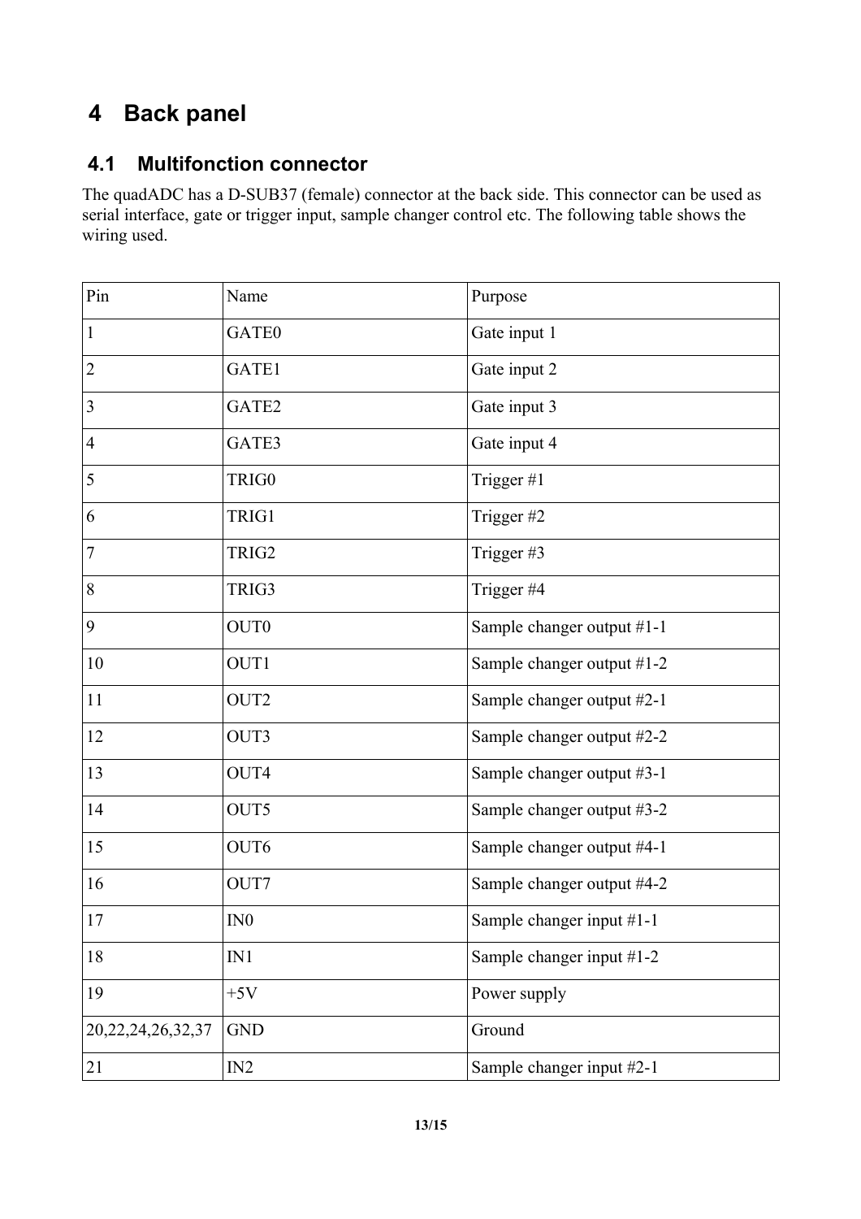# 4 Back panel

## 4.1 Multifonction connector

The quadADC has a D-SUB37 (female) connector at the back side. This connector can be used as serial interface, gate or trigger input, sample changer control etc. The following table shows the wiring used.

| Pin | Name | Purpose |
|---|---|---|
| 1 | GATE0 | Gate input 1 |
| 2 | GATE1 | Gate input 2 |
| 3 | GATE2 | Gate input 3 |
| 4 | GATE3 | Gate input 4 |
| 5 | TRIG0 | Trigger #1 |
| 6 | TRIG1 | Trigger #2 |
| 7 | TRIG2 | Trigger #3 |
| 8 | TRIG3 | Trigger #4 |
| 9 | OUT0 | Sample changer output #1-1 |
| 10 | OUT1 | Sample changer output #1-2 |
| 11 | OUT2 | Sample changer output #2-1 |
| 12 | OUT3 | Sample changer output #2-2 |
| 13 | OUT4 | Sample changer output #3-1 |
| 14 | OUT5 | Sample changer output #3-2 |
| 15 | OUT6 | Sample changer output #4-1 |
| 16 | OUT7 | Sample changer output #4-2 |
| 17 | IN0 | Sample changer input #1-1 |
| 18 | IN1 | Sample changer input #1-2 |
| 19 | +5V | Power supply |
| 20,22,24,26,32,37 | GND | Ground |
| 21 | IN2 | Sample changer input #2-1 |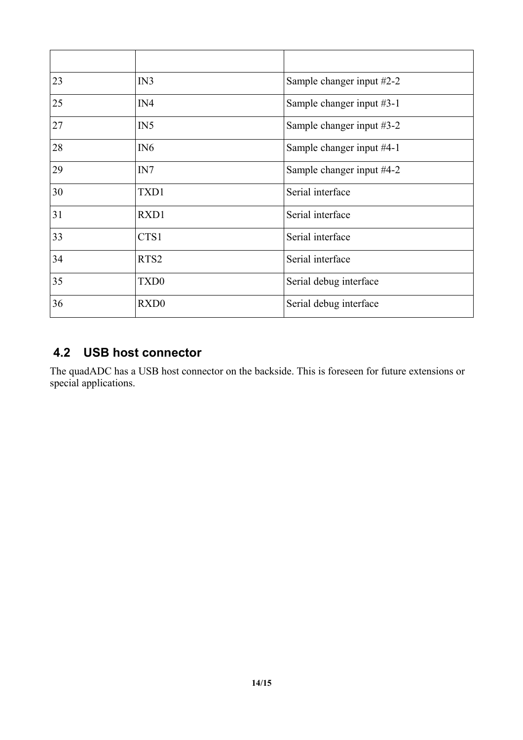| | | |
|---|---|---|
| 23 | IN3 | Sample changer input #2-2 |
| 25 | IN4 | Sample changer input #3-1 |
| 27 | IN5 | Sample changer input #3-2 |
| 28 | IN6 | Sample changer input #4-1 |
| 29 | IN7 | Sample changer input #4-2 |
| 30 | TXD1 | Serial interface |
| 31 | RXD1 | Serial interface |
| 33 | CTS1 | Serial interface |
| 34 | RTS2 | Serial interface |
| 35 | TXD0 | Serial debug interface |
| 36 | RXD0 | Serial debug interface |

## 4.2 USB host connector

The quadADC has a USB host connector on the backside. This is foreseen for future extensions or special applications.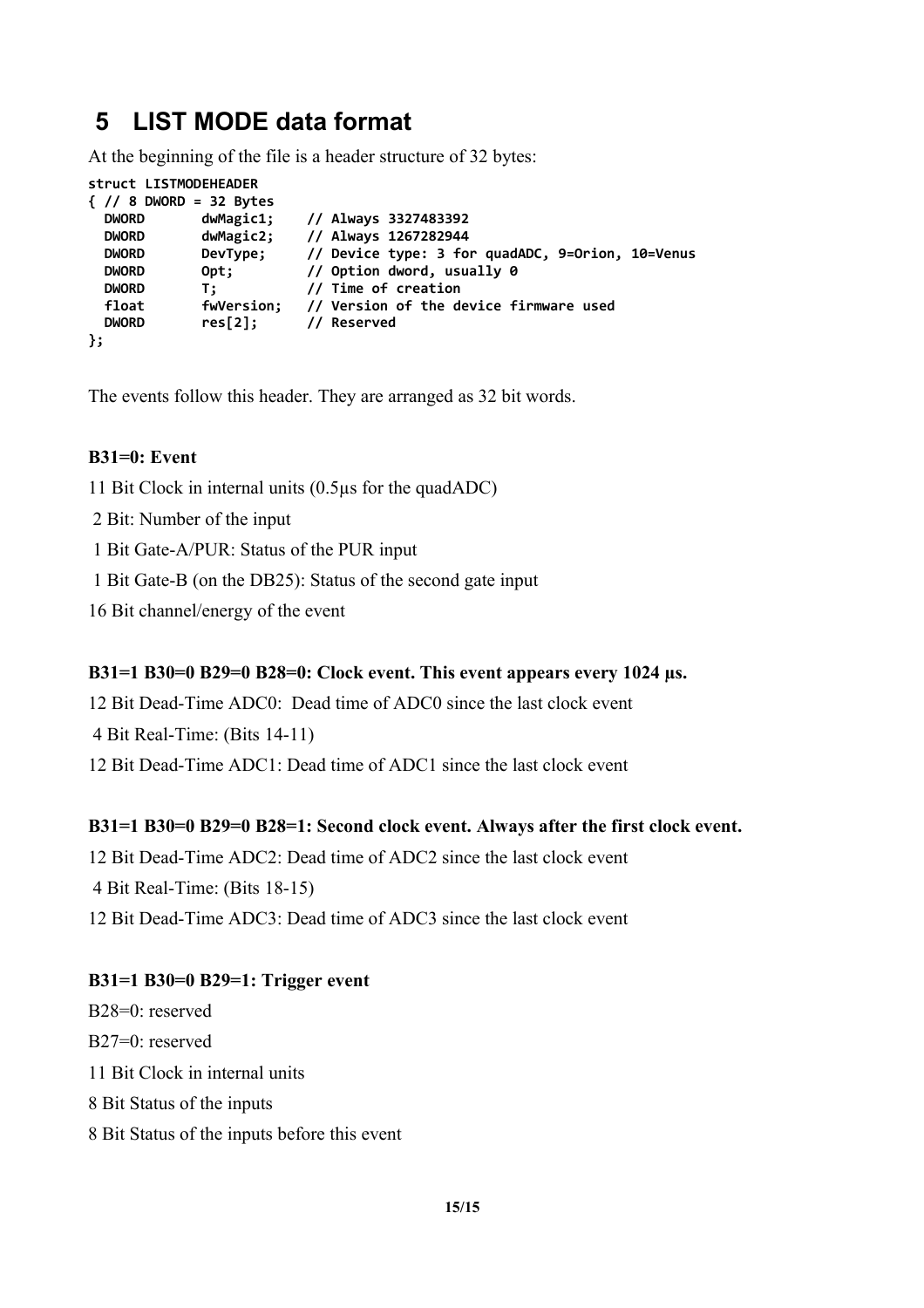# 5 LIST MODE data format

At the beginning of the file is a header structure of 32 bytes:

```
struct LISTMODEHEADER
{ // 8 DWORD = 32 Bytes
  DWORD       dwMagic1;    // Always 3327483392
  DWORD       dwMagic2;    // Always 1267282944
  DWORD       DevType;     // Device type: 3 for quadADC, 9=Orion, 10=Venus
  DWORD       Opt;         // Option dword, usually 0
  DWORD       T;           // Time of creation
  float       fwVersion;   // Version of the device firmware used
  DWORD       res[2];      // Reserved
};
```

The events follow this header. They are arranged as 32 bit words.

**B31=0: Event**

11 Bit Clock in internal units (0.5µs for the quadADC)

2 Bit: Number of the input

1 Bit Gate-A/PUR: Status of the PUR input

1 Bit Gate-B (on the DB25): Status of the second gate input

16 Bit channel/energy of the event

**B31=1 B30=0 B29=0 B28=0: Clock event. This event appears every 1024 µs.**

12 Bit Dead-Time ADC0: Dead time of ADC0 since the last clock event

4 Bit Real-Time: (Bits 14-11)

12 Bit Dead-Time ADC1: Dead time of ADC1 since the last clock event

**B31=1 B30=0 B29=0 B28=1: Second clock event. Always after the first clock event.**

12 Bit Dead-Time ADC2: Dead time of ADC2 since the last clock event

4 Bit Real-Time: (Bits 18-15)

12 Bit Dead-Time ADC3: Dead time of ADC3 since the last clock event

**B31=1 B30=0 B29=1: Trigger event**

B28=0: reserved

B27=0: reserved

11 Bit Clock in internal units

8 Bit Status of the inputs

8 Bit Status of the inputs before this event